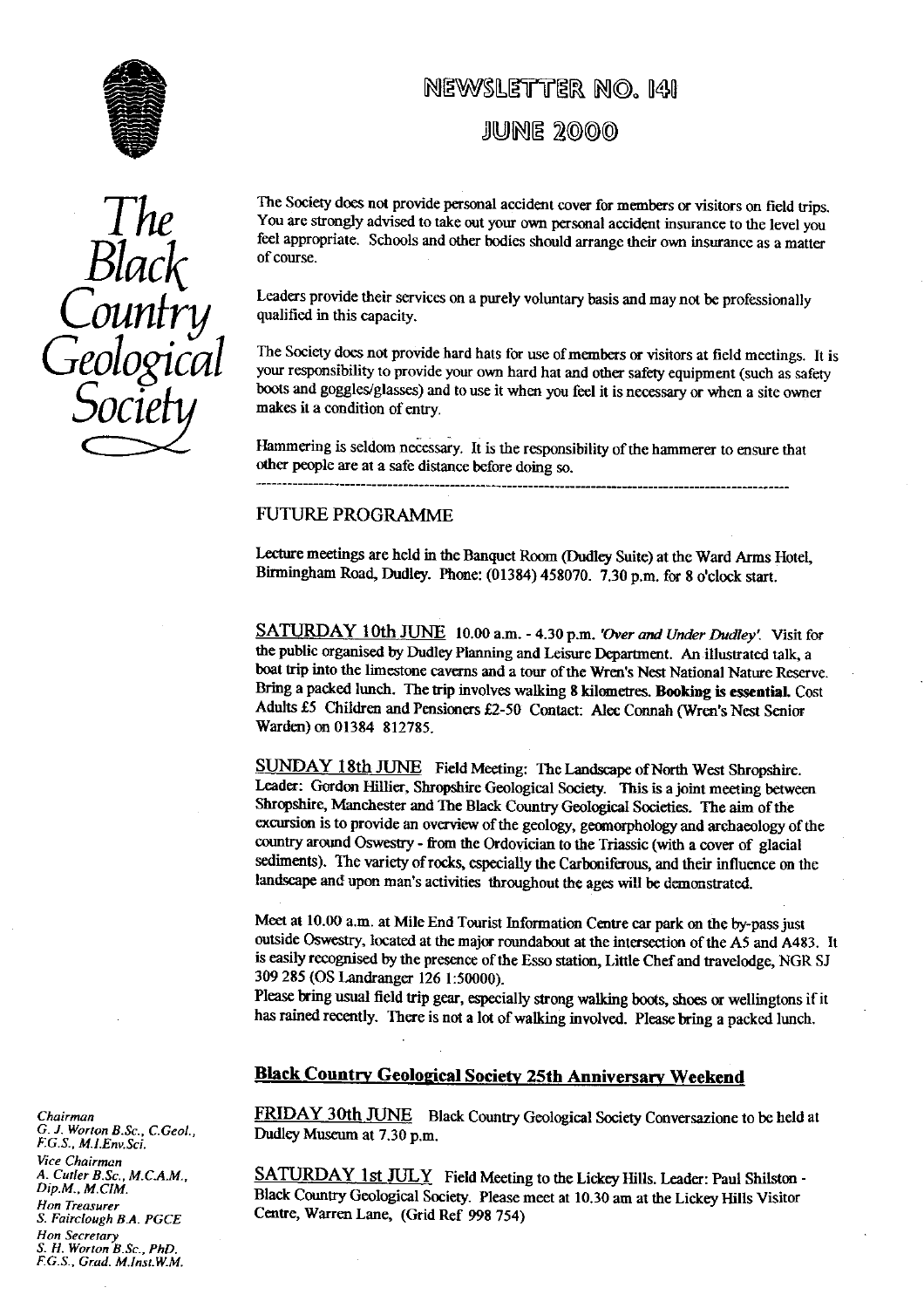# NEWSLETTER NO. 141

## JUNE 2000

*The Black Country Geological Society*

The Society does not provide personal accident cover for members or visitors on field trips. You are strongly advised to take out your own personal accident insurance to the level you feel appropriate. Schools and other bodies should arrange their own insurance as a matter of course.

Leaders provide their services on a purely voluntary basis and may not be professionally qualified in this capacity.

The Society does not provide hard hats for use of members or visitors at field meetings. It is your responsibility to provide your own hard hat and other safety equipment (such as safety boots and goggles/glasses) and to use it when you feel it is necessary or when a site owner makes it a condition of entry.

Hammering is seldom necessary. It is the responsibility of the hammerer to ensure that other people are at a safe distance before doing so.

---

## FUTURE PROGRAMME

Lecture meetings are held in the Banquet Room (Dudley Suite) at the Ward Arms Hotel, Birmingham Road, Dudley. Phone: (01384) 458070. 7.30 p.m. for 8 o'clock start.

SATURDAY 10th JUNE 10.00 a.m. - 4.30 p.m. *'Over and Under Dudley'*. Visit for the public organised by Dudley Planning and Leisure Department. An illustrated talk, a boat trip into the limestone caverns and a tour of the Wren's Nest National Nature Reserve. Bring a packed lunch. The trip involves walking **8 kilometres. Booking is essential.** Cost Adults £5 Children and Pensioners £2-50 Contact: Alec Connah (Wren's Nest Senior Warden) on 01384 812785.

SUNDAY 18th JUNE Field Meeting: The Landscape of North West Shropshire. Leader: Gordon Hillier, Shropshire Geological Society. This is a joint meeting between Shropshire, Manchester and The Black Country Geological Societies. The aim of the excursion is to provide an overview of the geology, geomorphology and archaeology of the country around Oswestry - from the Ordovician to the Triassic (with a cover of glacial sediments). The variety of rocks, especially the Carboniferous, and their influence on the landscape and upon man's activities throughout the ages will be demonstrated.

Meet at 10.00 a.m. at Mile End Tourist Information Centre car park on the by-pass just outside Oswestry, located at the major roundabout at the intersection of the A5 and A483. It is easily recognised by the presence of the Esso station, Little Chef and travelodge, NGR SJ 309 285 (OS Landranger 126 1:50000).
Please bring usual field trip gear, especially strong walking boots, shoes or wellingtons if it has rained recently. There is not a lot of walking involved. Please bring a packed lunch.

### Black Country Geological Society 25th Anniversary Weekend

FRIDAY 30th JUNE Black Country Geological Society Conversazione to be held at Dudley Museum at 7.30 p.m.

SATURDAY 1st JULY Field Meeting to the Lickey Hills. Leader: Paul Shilston - Black Country Geological Society. Please meet at 10.30 am at the Lickey Hills Visitor Centre, Warren Lane, (Grid Ref 998 754)

*Chairman*
G. J. Worton B.Sc., C.Geol., F.G.S., M.I.Env.Sci.

*Vice Chairman*
A. Cutler B.Sc., M.C.A.M., Dip.M., M.CIM.

*Hon Treasurer*
S. Fairclough B.A. PGCE

*Hon Secretary*
S. H. Worton B.Sc., PhD. F.G.S., Grad. M.Inst.W.M.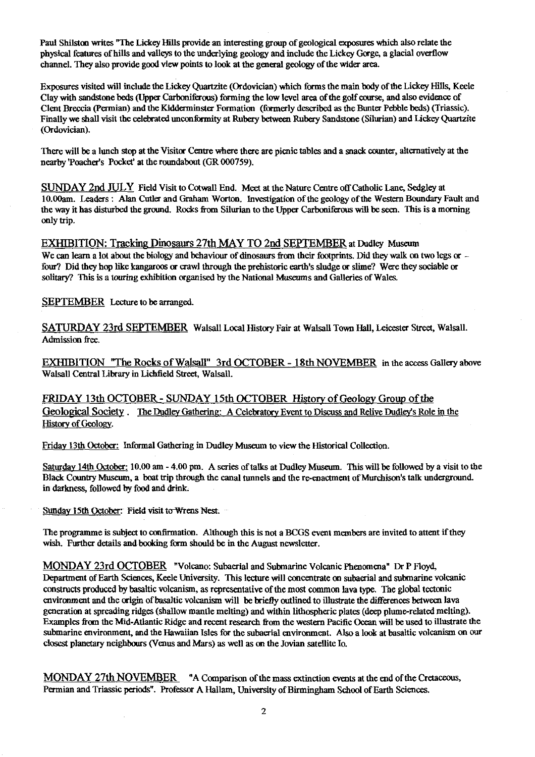Paul Shilston writes "The Lickey Hills provide an interesting group of geological exposures which also relate the physical features of hills and valleys to the underlying geology and include the Lickey Gorge, a glacial overflow channel. They also provide good view points to look at the general geology of the wider area.

Exposures visited will include the Lickey Quartzite (Ordovician) which forms the main body of the Lickey Hills, Keele Clay with sandstone beds (Upper Carboniferous) forming the low level area of the golf course, and also evidence of Clent Breccia (Permian) and the Kidderminster Formation (formerly described as the Bunter Pebble beds) (Triassic). Finally we shall visit the celebrated unconformity at Rubery between Rubery Sandstone (Silurian) and Lickey Quartzite (Ordovician).

There will be a lunch stop at the Visitor Centre where there are picnic tables and a snack counter, alternatively at the nearby 'Poacher's Pocket' at the roundabout (GR 000759).

SUNDAY 2nd JULY Field Visit to Cotwall End. Meet at the Nature Centre off Catholic Lane, Sedgley at 10.00am. Leaders : Alan Cutler and Graham Worton. Investigation of the geology of the Western Boundary Fault and the way it has disturbed the ground. Rocks from Silurian to the Upper Carboniferous will be seen. This is a morning only trip.

EXHIBITION: Tracking Dinosaurs 27th MAY TO 2nd SEPTEMBER at Dudley Museum
We can learn a lot about the biology and behaviour of dinosaurs from their footprints. Did they walk on two legs or - four? Did they hop like kangaroos or crawl through the prehistoric earth's sludge or slime? Were they sociable or solitary? This is a touring exhibition organised by the National Museums and Galleries of Wales.

SEPTEMBER Lecture to be arranged.

SATURDAY 23rd SEPTEMBER Walsall Local History Fair at Walsall Town Hall, Leicester Street, Walsall. Admission free.

EXHIBITION "The Rocks of Walsall" 3rd OCTOBER - 18th NOVEMBER in the access Gallery above Walsall Central Library in Lichfield Street, Walsall.

FRIDAY 13th OCTOBER - SUNDAY 15th OCTOBER History of Geology Group of the Geological Society . The Dudley Gathering: A Celebratory Event to Discuss and Relive Dudley's Role in the History of Geology.

Friday 13th October: Informal Gathering in Dudley Museum to view the Historical Collection.

Saturday 14th October: 10.00 am - 4.00 pm. A series of talks at Dudley Museum. This will be followed by a visit to the Black Country Museum, a boat trip through the canal tunnels and the re-enactment of Murchison's talk underground. in darkness, followed by food and drink.

Sunday 15th October: Field visit to Wrens Nest.

The programme is subject to confirmation. Although this is not a BCGS event members are invited to attent if they wish. Further details and booking form should be in the August newsletter.

MONDAY 23rd OCTOBER "Volcano: Subaerial and Submarine Volcanic Phenomena" Dr P Floyd, Department of Earth Sciences, Keele University. This lecture will concentrate on subaerial and submarine volcanic constructs produced by basaltic volcanism, as representative of the most common lava type. The global tectonic environment and the origin of basaltic volcanism will be briefly outlined to illustrate the differences between lava generation at spreading ridges (shallow mantle melting) and within lithospheric plates (deep plume-related melting). Examples from the Mid-Atlantic Ridge and recent research from the western Pacific Ocean will be used to illustrate the submarine environment, and the Hawaiian Isles for the subaerial environment. Also a look at basaltic volcanism on our closest planetary neighbours (Venus and Mars) as well as on the Jovian satellite Io.

MONDAY 27th NOVEMBER "A Comparison of the mass extinction events at the end of the Cretaceous, Permian and Triassic periods". Professor A Hallam, University of Birmingham School of Earth Sciences.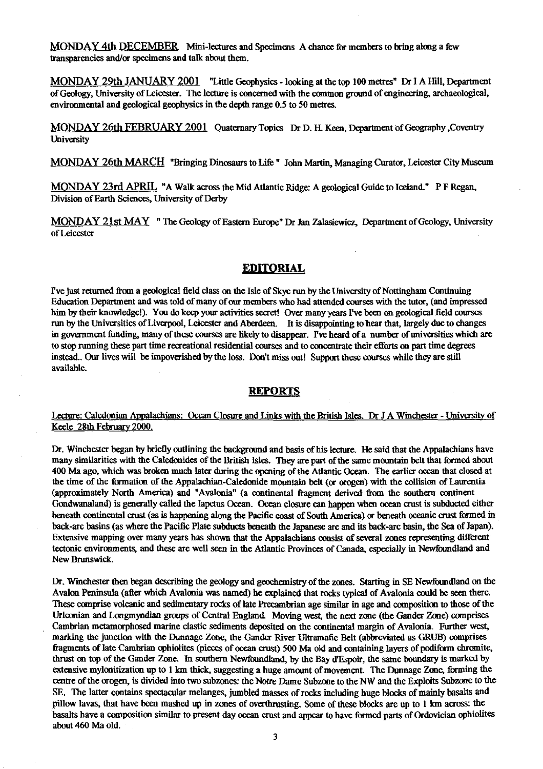<u>MONDAY 4th DECEMBER</u> Mini-lectures and Specimens A chance for members to bring along a few transparencies and/or specimens and talk about them.

<u>MONDAY 29th JANUARY 2001</u> "Little Geophysics - looking at the top 100 metres" Dr I A Hill, Department of Geology, University of Leicester. The lecture is concerned with the common ground of engineering, archaeological, environmental and geological geophysics in the depth range 0.5 to 50 metres.

<u>MONDAY 26th FEBRUARY 2001</u> Quaternary Topics Dr D. H. Keen, Department of Geography ,Coventry University

<u>MONDAY 26th MARCH</u> "Bringing Dinosaurs to Life " John Martin, Managing Curator, Leicester City Museum

<u>MONDAY 23rd APRIL</u> "A Walk across the Mid Atlantic Ridge: A geological Guide to Iceland." P F Regan, Division of Earth Sciences, University of Derby

<u>MONDAY 21st MAY</u> " The Geology of Eastern Europe" Dr Jan Zalasiewicz, Department of Geology, University of Leicester

## EDITORIAL

I've just returned from a geological field class on the Isle of Skye run by the University of Nottingham Continuing Education Department and was told of many of our members who had attended courses with the tutor, (and impressed him by their knowledge!). You do keep your activities secret! Over many years I've been on geological field courses run by the Universities of Liverpool, Leicester and Aberdeen. It is disappointing to hear that, largely due to changes in government funding, many of these courses are likely to disappear. I've heard of a number of universities which are to stop running these part time recreational residential courses and to concentrate their efforts on part time degrees instead.. Our lives will be impoverished by the loss. Don't miss out! Support these courses while they are still available.

## REPORTS

<u>Lecture: Caledonian Appalachians: Ocean Closure and Links with the British Isles. Dr J A Winchester - University of Keele 28th February 2000.</u>

Dr. Winchester began by briefly outlining the background and basis of his lecture. He said that the Appalachians have many similarities with the Caledonides of the British Isles. They are part of the same mountain belt that formed about 400 Ma ago, which was broken much later during the opening of the Atlantic Ocean. The earlier ocean that closed at the time of the formation of the Appalachian-Caledonide mountain belt (or orogen) with the collision of Laurentia (approximately North America) and "Avalonia" (a continental fragment derived from the southern continent Gondwanaland) is generally called the Iapetus Ocean. Ocean closure can happen when ocean crust is subducted either beneath continental crust (as is happening along the Pacific coast of South America) or beneath oceanic crust formed in back-arc basins (as where the Pacific Plate subducts beneath the Japanese arc and its back-arc basin, the Sea of Japan). Extensive mapping over many years has shown that the Appalachians consist of several zones representing different tectonic environments, and these are well seen in the Atlantic Provinces of Canada, especially in Newfoundland and New Brunswick.

Dr. Winchester then began describing the geology and geochemistry of the zones. Starting in SE Newfoundland on the Avalon Peninsula (after which Avalonia was named) he explained that rocks typical of Avalonia could be seen there. These comprise volcanic and sedimentary rocks of late Precambrian age similar in age and composition to those of the Uriconian and Longmyndian groups of Central England. Moving west, the next zone (the Gander Zone) comprises Cambrian metamorphosed marine clastic sediments deposited on the continental margin of Avalonia. Further west, marking the junction with the Dunnage Zone, the Gander River Ultramafic Belt (abbreviated as GRUB) comprises fragments of late Cambrian ophiolites (pieces of ocean crust) 500 Ma old and containing layers of podiform chromite, thrust on top of the Gander Zone. In southern Newfoundland, by the Bay d'Espoir, the same boundary is marked by extensive mylonitization up to 1 km thick, suggesting a huge amount of movement. The Dunnage Zone, forming the centre of the orogen, is divided into two subzones: the Notre Dame Subzone to the NW and the Exploits Subzone to the SE. The latter contains spectacular melanges, jumbled masses of rocks including huge blocks of mainly basalts and pillow lavas, that have been mashed up in zones of overthrusting. Some of these blocks are up to 1 km across: the basalts have a composition similar to present day ocean crust and appear to have formed parts of Ordovician ophiolites about 460 Ma old.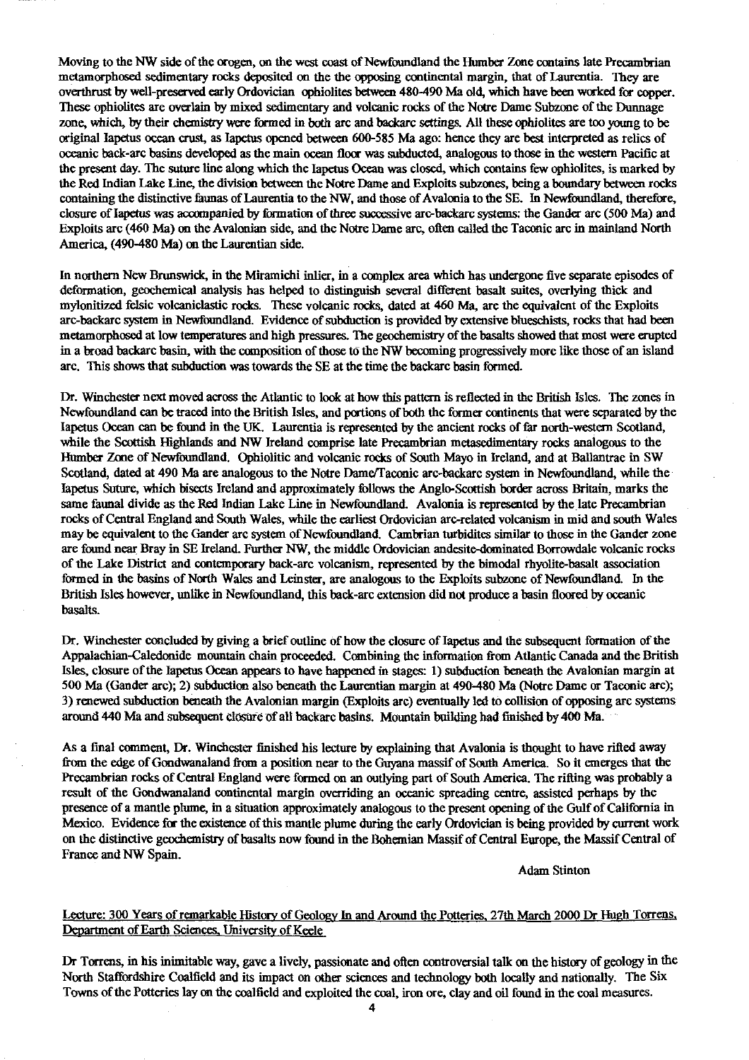Moving to the NW side of the orogen, on the west coast of Newfoundland the Humber Zone contains late Precambrian metamorphosed sedimentary rocks deposited on the the opposing continental margin, that of Laurentia. They are overthrust by well-preserved early Ordovician ophiolites between 480-490 Ma old, which have been worked for copper. These ophiolites are overlain by mixed sedimentary and volcanic rocks of the Notre Dame Subzone of the Dunnage zone, which, by their chemistry were formed in both arc and backarc settings. All these ophiolites are too young to be original Iapetus ocean crust, as Iapetus opened between 600-585 Ma ago: hence they are best interpreted as relics of oceanic back-arc basins developed as the main ocean floor was subducted, analogous to those in the western Pacific at the present day. The suture line along which the Iapetus Ocean was closed, which contains few ophiolites, is marked by the Red Indian Lake Line, the division between the Notre Dame and Exploits subzones, being a boundary between rocks containing the distinctive faunas of Laurentia to the NW, and those of Avalonia to the SE. In Newfoundland, therefore, closure of Iapetus was accompanied by formation of three successive arc-backarc systems: the Gander arc (500 Ma) and Exploits arc (460 Ma) on the Avalonian side, and the Notre Dame arc, often called the Taconic arc in mainland North America, (490-480 Ma) on the Laurentian side.

In northern New Brunswick, in the Miramichi inlier, in a complex area which has undergone five separate episodes of deformation, geochemical analysis has helped to distinguish several different basalt suites, overlying thick and mylonitized felsic volcaniclastic rocks. These volcanic rocks, dated at 460 Ma, are the equivalent of the Exploits arc-backarc system in Newfoundland. Evidence of subduction is provided by extensive blueschists, rocks that had been metamorphosed at low temperatures and high pressures. The geochemistry of the basalts showed that most were erupted in a broad backarc basin, with the composition of those to the NW becoming progressively more like those of an island arc. This shows that subduction was towards the SE at the time the backarc basin formed.

Dr. Winchester next moved across the Atlantic to look at how this pattern is reflected in the British Isles. The zones in Newfoundland can be traced into the British Isles, and portions of both the former continents that were separated by the Iapetus Ocean can be found in the UK. Laurentia is represented by the ancient rocks of far north-western Scotland, while the Scottish Highlands and NW Ireland comprise late Precambrian metasedimentary rocks analogous to the Humber Zone of Newfoundland. Ophiolitic and volcanic rocks of South Mayo in Ireland, and at Ballantrae in SW Scotland, dated at 490 Ma are analogous to the Notre Dame/Taconic arc-backarc system in Newfoundland, while the Iapetus Suture, which bisects Ireland and approximately follows the Anglo-Scottish border across Britain, marks the same faunal divide as the Red Indian Lake Line in Newfoundland. Avalonia is represented by the late Precambrian rocks of Central England and South Wales, while the earliest Ordovician arc-related volcanism in mid and south Wales may be equivalent to the Gander arc system of Newfoundland. Cambrian turbidites similar to those in the Gander zone are found near Bray in SE Ireland. Further NW, the middle Ordovician andesite-dominated Borrowdale volcanic rocks of the Lake District and contemporary back-arc volcanism, represented by the bimodal rhyolite-basalt association formed in the basins of North Wales and Leinster, are analogous to the Exploits subzone of Newfoundland. In the British Isles however, unlike in Newfoundland, this back-arc extension did not produce a basin floored by oceanic basalts.

Dr. Winchester concluded by giving a brief outline of how the closure of Iapetus and the subsequent formation of the Appalachian-Caledonide mountain chain proceeded. Combining the information from Atlantic Canada and the British Isles, closure of the Iapetus Ocean appears to have happened in stages: 1) subduction beneath the Avalonian margin at 500 Ma (Gander arc); 2) subduction also beneath the Laurentian margin at 490-480 Ma (Notre Dame or Taconic arc); 3) renewed subduction beneath the Avalonian margin (Exploits arc) eventually led to collision of opposing arc systems around 440 Ma and subsequent closure of all backarc basins. Mountain building had finished by 400 Ma.

As a final comment, Dr. Winchester finished his lecture by explaining that Avalonia is thought to have rifted away from the edge of Gondwanaland from a position near to the Guyana massif of South America. So it emerges that the Precambrian rocks of Central England were formed on an outlying part of South America. The rifting was probably a result of the Gondwanaland continental margin overriding an oceanic spreading centre, assisted perhaps by the presence of a mantle plume, in a situation approximately analogous to the present opening of the Gulf of California in Mexico. Evidence for the existence of this mantle plume during the early Ordovician is being provided by current work on the distinctive geochemistry of basalts now found in the Bohemian Massif of Central Europe, the Massif Central of France and NW Spain.

Adam Stinton

## Lecture: 300 Years of remarkable History of Geology In and Around the Potteries, 27th March 2000 Dr Hugh Torrens, Department of Earth Sciences, University of Keele

Dr Torrens, in his inimitable way, gave a lively, passionate and often controversial talk on the history of geology in the North Staffordshire Coalfield and its impact on other sciences and technology both locally and nationally. The Six Towns of the Potteries lay on the coalfield and exploited the coal, iron ore, clay and oil found in the coal measures.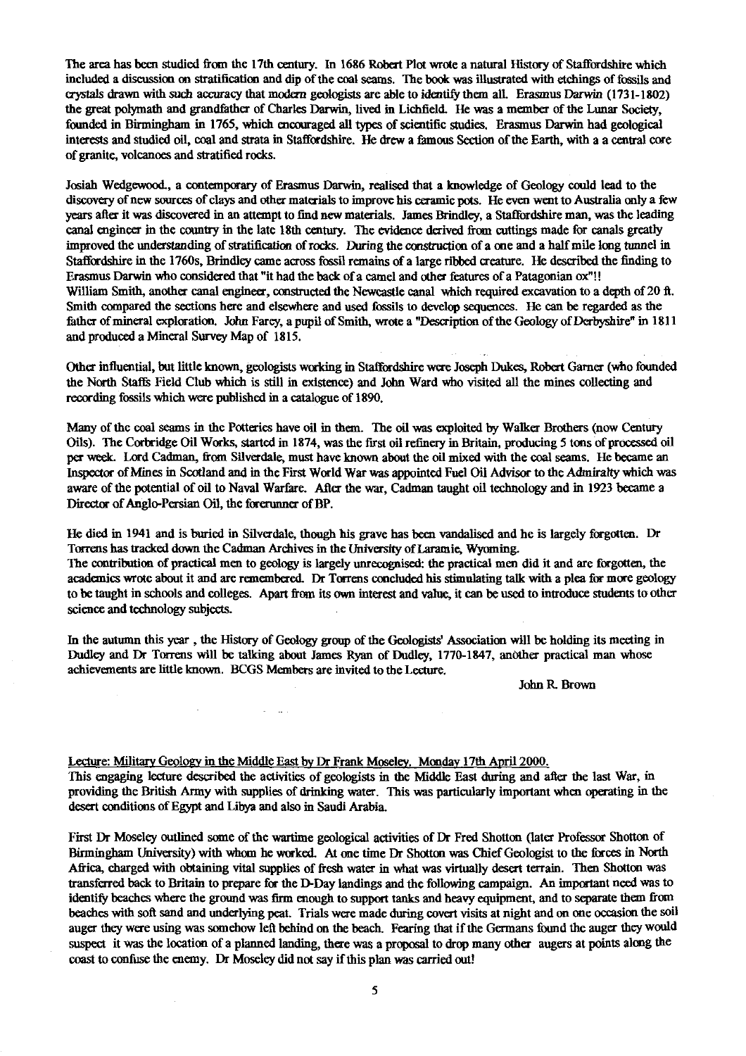The area has been studied from the 17th century. In 1686 Robert Plot wrote a natural History of Staffordshire which included a discussion on stratification and dip of the coal seams. The book was illustrated with etchings of fossils and crystals drawn with such accuracy that modern geologists are able to identify them all. Erasmus Darwin (1731-1802) the great polymath and grandfather of Charles Darwin, lived in Lichfield. He was a member of the Lunar Society, founded in Birmingham in 1765, which encouraged all types of scientific studies. Erasmus Darwin had geological interests and studied oil, coal and strata in Staffordshire. He drew a famous Section of the Earth, with a a central core of granite, volcanoes and stratified rocks.

Josiah Wedgewood., a contemporary of Erasmus Darwin, realised that a knowledge of Geology could lead to the discovery of new sources of clays and other materials to improve his ceramic pots. He even went to Australia only a few years after it was discovered in an attempt to find new materials. James Brindley, a Staffordshire man, was the leading canal engineer in the country in the late 18th century. The evidence derived from cuttings made for canals greatly improved the understanding of stratification of rocks. During the construction of a one and a half mile long tunnel in Staffordshire in the 1760s, Brindley came across fossil remains of a large ribbed creature. He described the finding to Erasmus Darwin who considered that "it had the back of a camel and other features of a Patagonian ox"!!
William Smith, another canal engineer, constructed the Newcastle canal which required excavation to a depth of 20 ft. Smith compared the sections here and elsewhere and used fossils to develop sequences. He can be regarded as the father of mineral exploration. John Farey, a pupil of Smith, wrote a "Description of the Geology of Derbyshire" in 1811 and produced a Mineral Survey Map of 1815.

Other influential, but little known, geologists working in Staffordshire were Joseph Dukes, Robert Garner (who founded the North Staffs Field Club which is still in existence) and John Ward who visited all the mines collecting and recording fossils which were published in a catalogue of 1890.

Many of the coal seams in the Potteries have oil in them. The oil was exploited by Walker Brothers (now Century Oils). The Corbridge Oil Works, started in 1874, was the first oil refinery in Britain, producing 5 tons of processed oil per week. Lord Cadman, from Silverdale, must have known about the oil mixed with the coal seams. He became an Inspector of Mines in Scotland and in the First World War was appointed Fuel Oil Advisor to the Admiralty which was aware of the potential of oil to Naval Warfare. After the war, Cadman taught oil technology and in 1923 became a Director of Anglo-Persian Oil, the forerunner of BP.

He died in 1941 and is buried in Silverdale, though his grave has been vandalised and he is largely forgotten. Dr Torrens has tracked down the Cadman Archives in the University of Laramie, Wyoming.
The contribution of practical men to geology is largely unrecognised: the practical men did it and are forgotten, the academics wrote about it and are remembered. Dr Torrens concluded his stimulating talk with a plea for more geology to be taught in schools and colleges. Apart from its own interest and value, it can be used to introduce students to other science and technology subjects.

In the autumn this year , the History of Geology group of the Geologists' Association will be holding its meeting in Dudley and Dr Torrens will be talking about James Ryan of Dudley, 1770-1847, another practical man whose achievements are little known. BCGS Members are invited to the Lecture.

John R. Brown

Lecture: Military Geology in the Middle East by Dr Frank Moseley. Monday 17th April 2000.

This engaging lecture described the activities of geologists in the Middle East during and after the last War, in providing the British Army with supplies of drinking water. This was particularly important when operating in the desert conditions of Egypt and Libya and also in Saudi Arabia.

First Dr Moseley outlined some of the wartime geological activities of Dr Fred Shotton (later Professor Shotton of Birmingham University) with whom he worked. At one time Dr Shotton was Chief Geologist to the forces in North Africa, charged with obtaining vital supplies of fresh water in what was virtually desert terrain. Then Shotton was transferred back to Britain to prepare for the D-Day landings and the following campaign. An important need was to identify beaches where the ground was firm enough to support tanks and heavy equipment, and to separate them from beaches with soft sand and underlying peat. Trials were made during covert visits at night and on one occasion the soil auger they were using was somehow left behind on the beach. Fearing that if the Germans found the auger they would suspect it was the location of a planned landing, there was a proposal to drop many other augers at points along the coast to confuse the enemy. Dr Moseley did not say if this plan was carried out!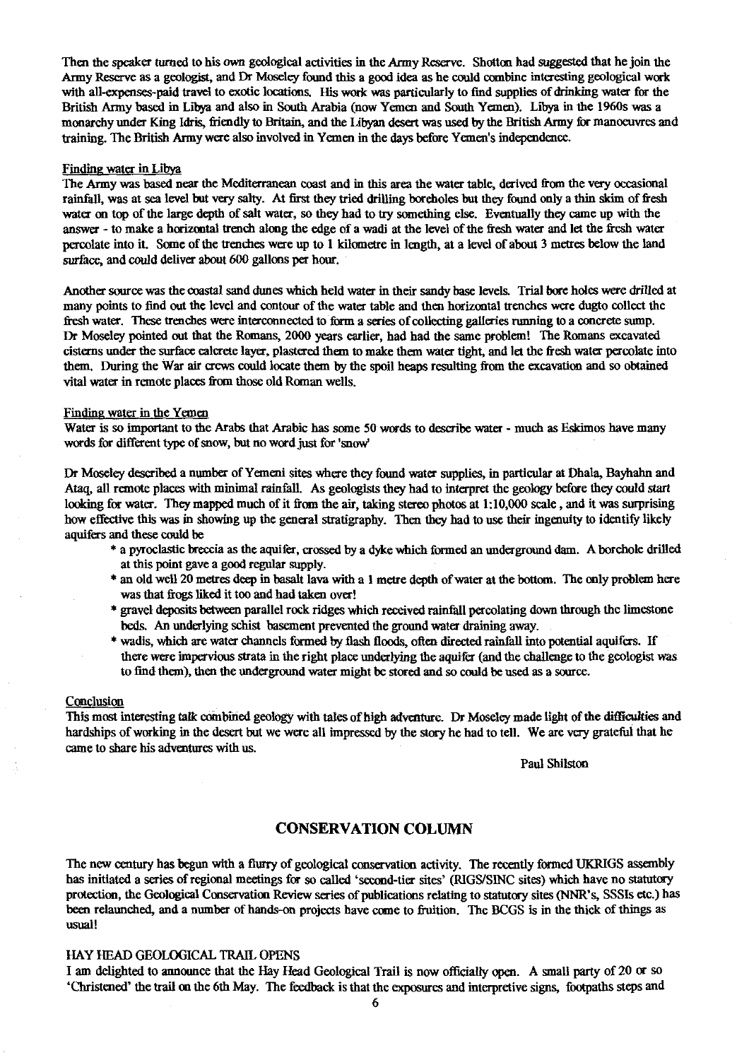Then the speaker turned to his own geological activities in the Army Reserve. Shotton had suggested that he join the Army Reserve as a geologist, and Dr Moseley found this a good idea as he could combine interesting geological work with all-expenses-paid travel to exotic locations. His work was particularly to find supplies of drinking water for the British Army based in Libya and also in South Arabia (now Yemen and South Yemen). Libya in the 1960s was a monarchy under King Idris, friendly to Britain, and the Libyan desert was used by the British Army for manoeuvres and training. The British Army were also involved in Yemen in the days before Yemen's independence.

#### Finding water in Libya

The Army was based near the Mediterranean coast and in this area the water table, derived from the very occasional rainfall, was at sea level but very salty. At first they tried drilling boreholes but they found only a thin skim of fresh water on top of the large depth of salt water, so they had to try something else. Eventually they came up with the answer - to make a horizontal trench along the edge of a wadi at the level of the fresh water and let the fresh water percolate into it. Some of the trenches were up to 1 kilometre in length, at a level of about 3 metres below the land surface, and could deliver about 600 gallons per hour.

Another source was the coastal sand dunes which held water in their sandy base levels. Trial bore holes were drilled at many points to find out the level and contour of the water table and then horizontal trenches were dugto collect the fresh water. These trenches were interconnected to form a series of collecting galleries running to a concrete sump. Dr Moseley pointed out that the Romans, 2000 years earlier, had had the same problem! The Romans excavated cisterns under the surface calcrete layer, plastered them to make them water tight, and let the fresh water percolate into them. During the War air crews could locate them by the spoil heaps resulting from the excavation and so obtained vital water in remote places from those old Roman wells.

#### Finding water in the Yemen

Water is so important to the Arabs that Arabic has some 50 words to describe water - much as Eskimos have many words for different type of snow, but no word just for 'snow'

Dr Moseley described a number of Yemeni sites where they found water supplies, in particular at Dhala, Bayhahn and Ataq, all remote places with minimal rainfall. As geologists they had to interpret the geology before they could start looking for water. They mapped much of it from the air, taking stereo photos at 1:10,000 scale, and it was surprising how effective this was in showing up the general stratigraphy. Then they had to use their ingenuity to identify likely aquifers and these could be

* a pyroclastic breccia as the aquifer, crossed by a dyke which formed an underground dam. A borehole drilled at this point gave a good regular supply.
* an old well 20 metres deep in basalt lava with a 1 metre depth of water at the bottom. The only problem here was that frogs liked it too and had taken over!
* gravel deposits between parallel rock ridges which received rainfall percolating down through the limestone beds. An underlying schist basement prevented the ground water draining away.
* wadis, which are water channels formed by flash floods, often directed rainfall into potential aquifers. If there were impervious strata in the right place underlying the aquifer (and the challenge to the geologist was to find them), then the underground water might be stored and so could be used as a source.

#### Conclusion

This most interesting talk combined geology with tales of high adventure. Dr Moseley made light of the difficulties and hardships of working in the desert but we were all impressed by the story he had to tell. We are very grateful that he came to share his adventures with us.

Paul Shilston

## CONSERVATION COLUMN

The new century has begun with a flurry of geological conservation activity. The recently formed UKRIGS assembly has initiated a series of regional meetings for so called 'second-tier sites' (RIGS/SINC sites) which have no statutory protection, the Geological Conservation Review series of publications relating to statutory sites (NNR's, SSSIs etc.) has been relaunched, and a number of hands-on projects have come to fruition. The BCGS is in the thick of things as usual!

### HAY HEAD GEOLOGICAL TRAIL OPENS

I am delighted to announce that the Hay Head Geological Trail is now officially open. A small party of 20 or so 'Christened' the trail on the 6th May. The feedback is that the exposures and interpretive signs, footpaths steps and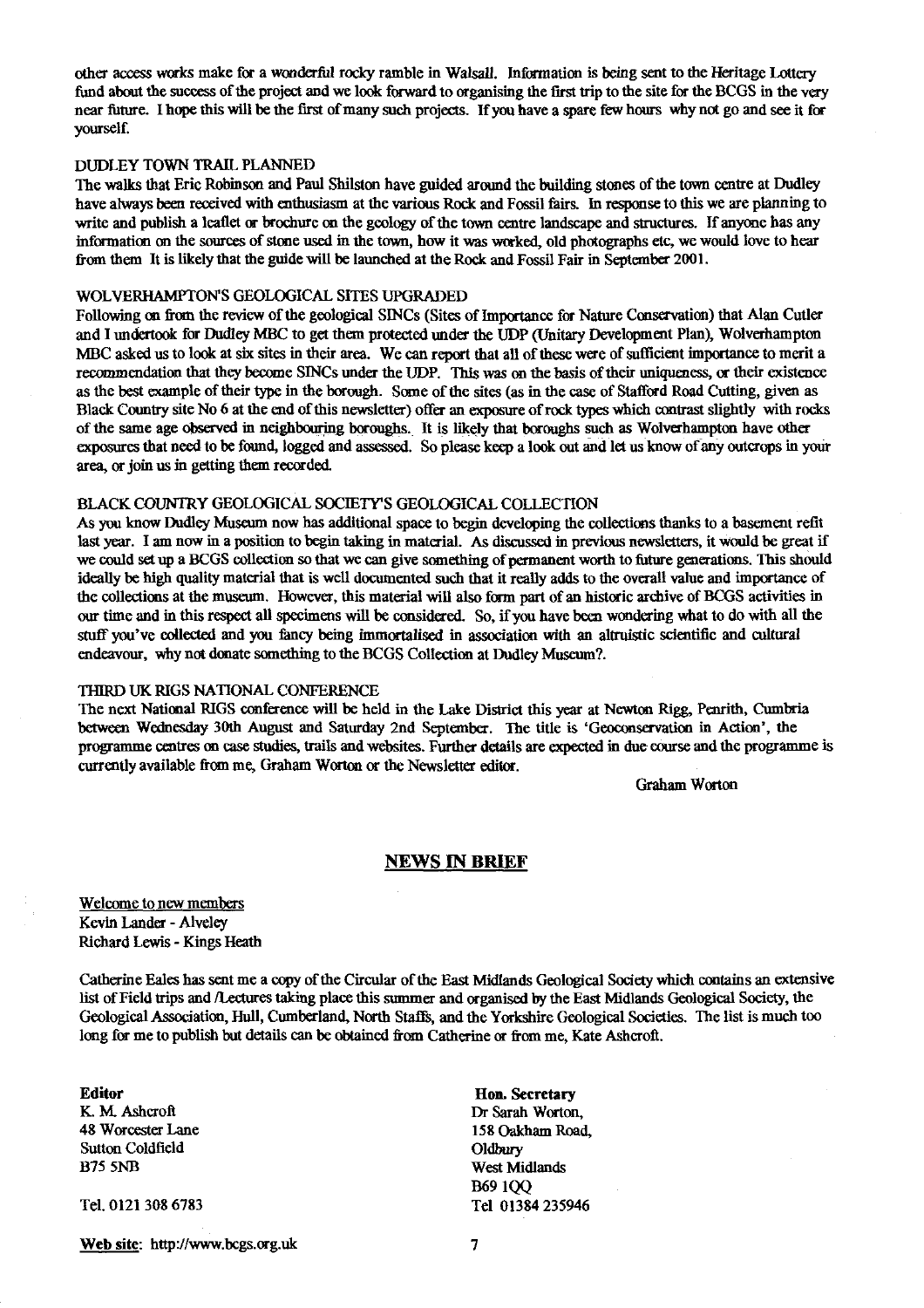other access works make for a wonderful rocky ramble in Walsall. Information is being sent to the Heritage Lottery fund about the success of the project and we look forward to organising the first trip to the site for the BCGS in the very near future. I hope this will be the first of many such projects. If you have a spare few hours why not go and see it for yourself.

### DUDLEY TOWN TRAIL PLANNED

The walks that Eric Robinson and Paul Shilston have guided around the building stones of the town centre at Dudley have always been received with enthusiasm at the various Rock and Fossil fairs. In response to this we are planning to write and publish a leaflet or brochure on the geology of the town centre landscape and structures. If anyone has any information on the sources of stone used in the town, how it was worked, old photographs etc, we would love to hear from them It is likely that the guide will be launched at the Rock and Fossil Fair in September 2001.

### WOLVERHAMPTON'S GEOLOGICAL SITES UPGRADED

Following on from the review of the geological SINCs (Sites of Importance for Nature Conservation) that Alan Cutler and I undertook for Dudley MBC to get them protected under the UDP (Unitary Development Plan), Wolverhampton MBC asked us to look at six sites in their area. We can report that all of these were of sufficient importance to merit a recommendation that they become SINCs under the UDP. This was on the basis of their uniqueness, or their existence as the best example of their type in the borough. Some of the sites (as in the case of Stafford Road Cutting, given as Black Country site No 6 at the end of this newsletter) offer an exposure of rock types which contrast slightly with rocks of the same age observed in neighbouring boroughs. It is likely that boroughs such as Wolverhampton have other exposures that need to be found, logged and assessed. So please keep a look out and let us know of any outcrops in your area, or join us in getting them recorded.

### BLACK COUNTRY GEOLOGICAL SOCIETY'S GEOLOGICAL COLLECTION

As you know Dudley Museum now has additional space to begin developing the collections thanks to a basement refit last year. I am now in a position to begin taking in material. As discussed in previous newsletters, it would be great if we could set up a BCGS collection so that we can give something of permanent worth to future generations. This should ideally be high quality material that is well documented such that it really adds to the overall value and importance of the collections at the museum. However, this material will also form part of an historic archive of BCGS activities in our time and in this respect all specimens will be considered. So, if you have been wondering what to do with all the stuff you've collected and you fancy being immortalised in association with an altruistic scientific and cultural endeavour, why not donate something to the BCGS Collection at Dudley Museum?.

### THIRD UK RIGS NATIONAL CONFERENCE

The next National RIGS conference will be held in the Lake District this year at Newton Rigg, Penrith, Cumbria between Wednesday 30th August and Saturday 2nd September. The title is 'Geoconservation in Action', the programme centres on case studies, trails and websites. Further details are expected in due course and the programme is currently available from me, Graham Worton or the Newsletter editor.

Graham Worton

## NEWS IN BRIEF

Welcome to new members
Kevin Lander - Alveley
Richard Lewis - Kings Heath

Catherine Eales has sent me a copy of the Circular of the East Midlands Geological Society which contains an extensive list of Field trips and /Lectures taking place this summer and organised by the East Midlands Geological Society, the Geological Association, Hull, Cumberland, North Staffs, and the Yorkshire Geological Societies. The list is much too long for me to publish but details can be obtained from Catherine or from me, Kate Ashcroft.

**Editor**
K. M. Ashcroft
48 Worcester Lane
Sutton Coldfield
B75 5NB

Tel. 0121 308 6783

**Hon. Secretary**
Dr Sarah Worton,
158 Oakham Road,
Oldbury
West Midlands
B69 1QQ
Tel 01384 235946

Web site: http://www.bcgs.org.uk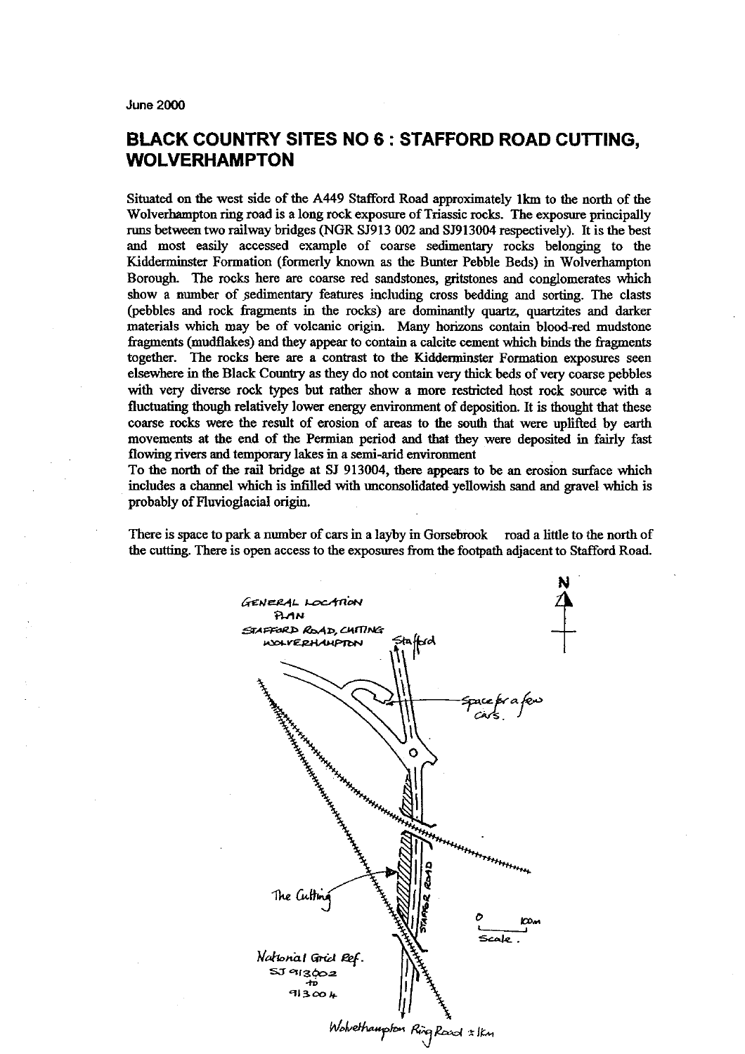June 2000

# BLACK COUNTRY SITES NO 6 : STAFFORD ROAD CUTTING, WOLVERHAMPTON

Situated on the west side of the A449 Stafford Road approximately 1km to the north of the Wolverhampton ring road is a long rock exposure of Triassic rocks. The exposure principally runs between two railway bridges (NGR SJ913 002 and SJ913004 respectively). It is the best and most easily accessed example of coarse sedimentary rocks belonging to the Kidderminster Formation (formerly known as the Bunter Pebble Beds) in Wolverhampton Borough. The rocks here are coarse red sandstones, gritstones and conglomerates which show a number of sedimentary features including cross bedding and sorting. The clasts (pebbles and rock fragments in the rocks) are dominantly quartz, quartzites and darker materials which may be of volcanic origin. Many horizons contain blood-red mudstone fragments (mudflakes) and they appear to contain a calcite cement which binds the fragments together. The rocks here are a contrast to the Kidderminster Formation exposures seen elsewhere in the Black Country as they do not contain very thick beds of very coarse pebbles with very diverse rock types but rather show a more restricted host rock source with a fluctuating though relatively lower energy environment of deposition. It is thought that these coarse rocks were the result of erosion of areas to the south that were uplifted by earth movements at the end of the Permian period and that they were deposited in fairly fast flowing rivers and temporary lakes in a semi-arid environment

To the north of the rail bridge at SJ 913004, there appears to be an erosion surface which includes a channel which is infilled with unconsolidated yellowish sand and gravel which is probably of Fluvioglacial origin.

There is space to park a number of cars in a layby in Gorsebrook road a little to the north of the cutting. There is open access to the exposures from the footpath adjacent to Stafford Road.

GENERAL LOCATION PLAN
STAFFORD ROAD, CUTTING
WOLVERHAMPTON

N

Stafford

Space for a few cars.

The Cutting

STAFFORD ROAD

0 100m
Scale.

National Grid Ref.
SJ 913002
to
913004

Wolverhampton Ring Road ≈ 1Km